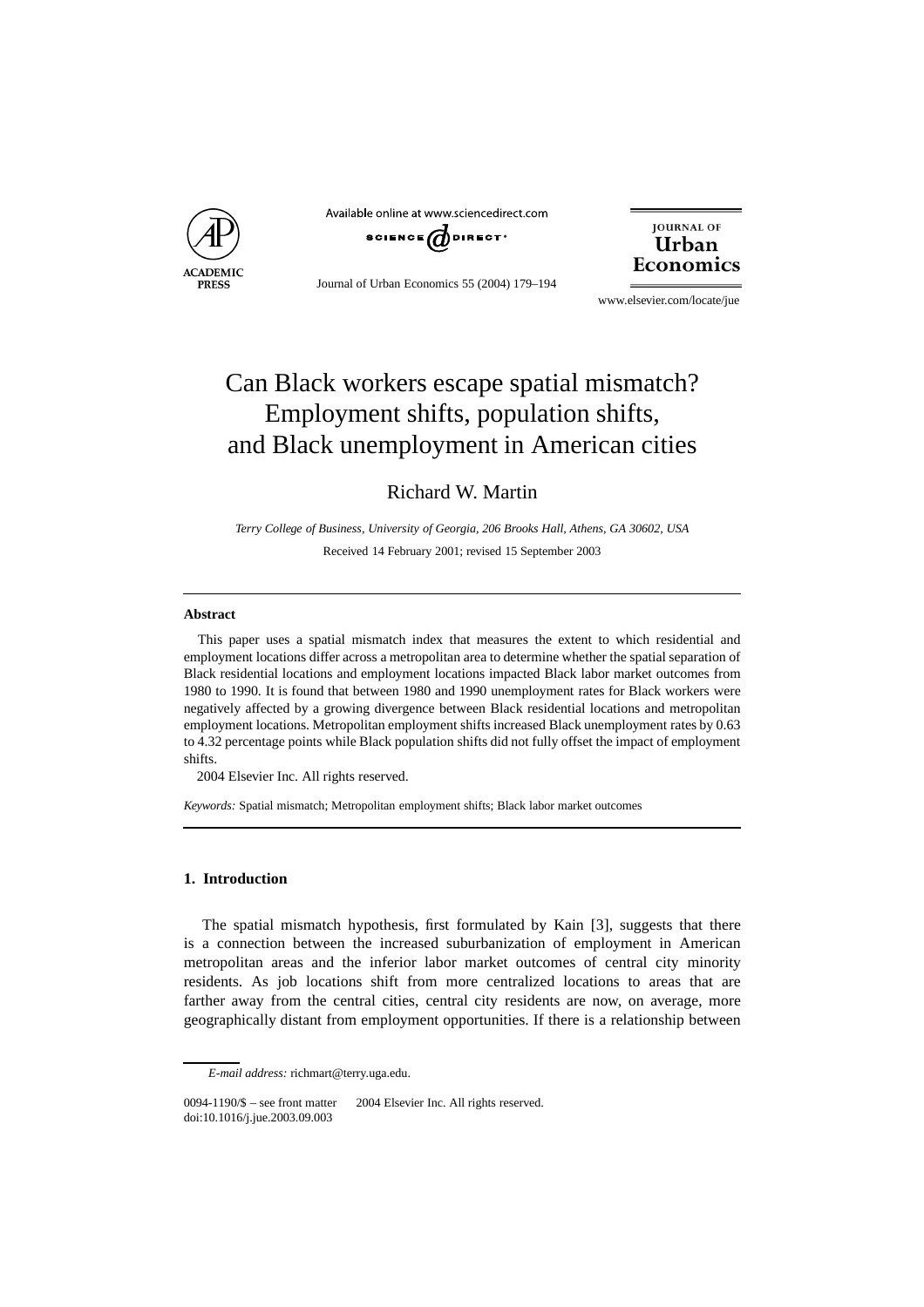# Can Black workers escape spatial mismatch? Employment shifts, population shifts, and Black unemployment in American cities

Richard W. Martin

*Terry College of Business, University of Georgia, 206 Brooks Hall, Athens, GA 30602, USA*

Received 14 February 2001; revised 15 September 2003

## Abstract

This paper uses a spatial mismatch index that measures the extent to which residential and employment locations differ across a metropolitan area to determine whether the spatial separation of Black residential locations and employment locations impacted Black labor market outcomes from 1980 to 1990. It is found that between 1980 and 1990 unemployment rates for Black workers were negatively affected by a growing divergence between Black residential locations and metropolitan employment locations. Metropolitan employment shifts increased Black unemployment rates by 0.63 to 4.32 percentage points while Black population shifts did not fully offset the impact of employment shifts.

2004 Elsevier Inc. All rights reserved.

*Keywords:* Spatial mismatch; Metropolitan employment shifts; Black labor market outcomes

## 1. Introduction

The spatial mismatch hypothesis, first formulated by Kain [3], suggests that there is a connection between the increased suburbanization of employment in American metropolitan areas and the inferior labor market outcomes of central city minority residents. As job locations shift from more centralized locations to areas that are farther away from the central cities, central city residents are now, on average, more geographically distant from employment opportunities. If there is a relationship between

*E-mail address:* richmart@terry.uga.edu.

0094-1190/$ – see front matter 2004 Elsevier Inc. All rights reserved.
doi:10.1016/j.jue.2003.09.003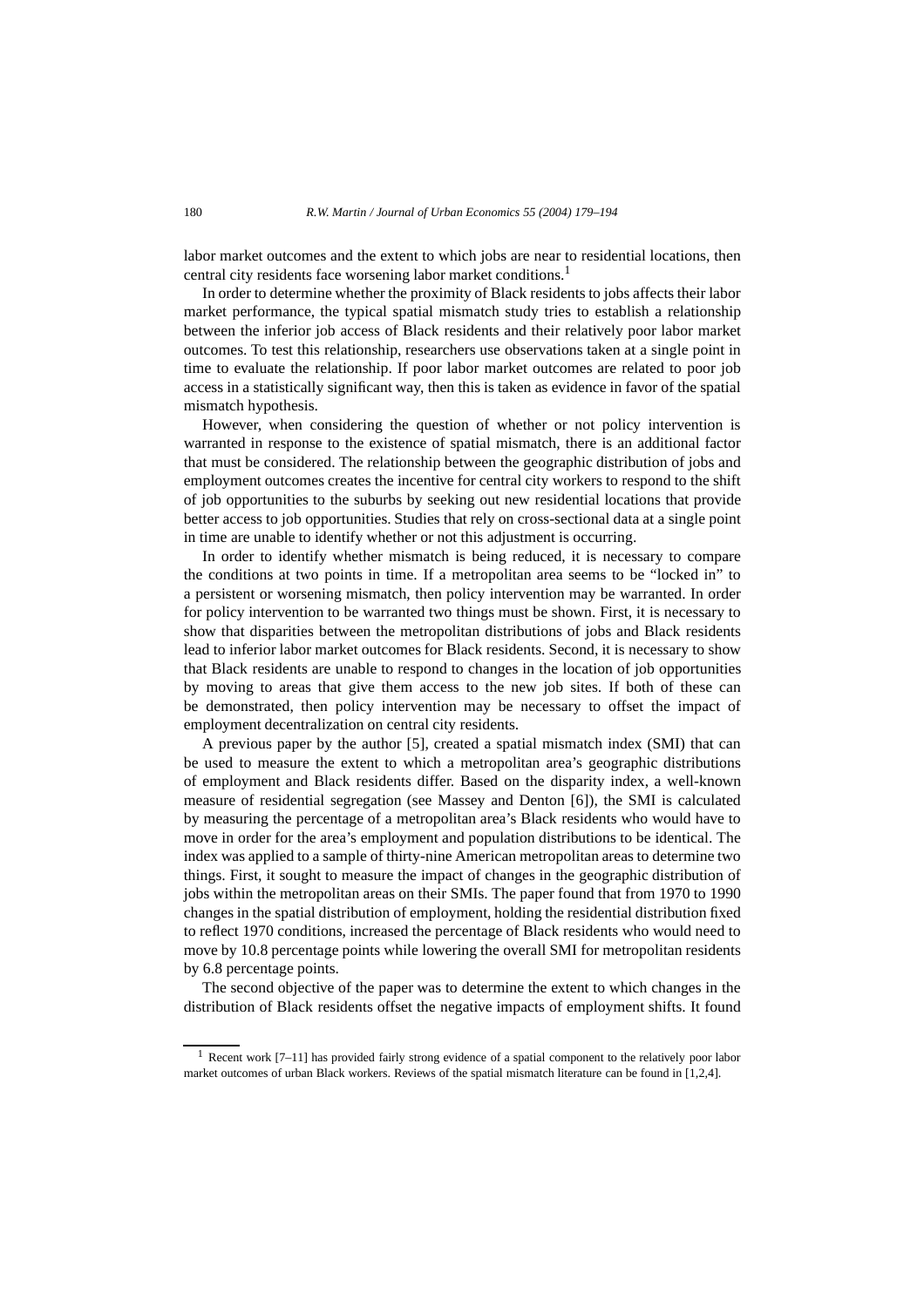labor market outcomes and the extent to which jobs are near to residential locations, then central city residents face worsening labor market conditions.[1]

In order to determine whether the proximity of Black residents to jobs affects their labor market performance, the typical spatial mismatch study tries to establish a relationship between the inferior job access of Black residents and their relatively poor labor market outcomes. To test this relationship, researchers use observations taken at a single point in time to evaluate the relationship. If poor labor market outcomes are related to poor job access in a statistically significant way, then this is taken as evidence in favor of the spatial mismatch hypothesis.

However, when considering the question of whether or not policy intervention is warranted in response to the existence of spatial mismatch, there is an additional factor that must be considered. The relationship between the geographic distribution of jobs and employment outcomes creates the incentive for central city workers to respond to the shift of job opportunities to the suburbs by seeking out new residential locations that provide better access to job opportunities. Studies that rely on cross-sectional data at a single point in time are unable to identify whether or not this adjustment is occurring.

In order to identify whether mismatch is being reduced, it is necessary to compare the conditions at two points in time. If a metropolitan area seems to be "locked in" to a persistent or worsening mismatch, then policy intervention may be warranted. In order for policy intervention to be warranted two things must be shown. First, it is necessary to show that disparities between the metropolitan distributions of jobs and Black residents lead to inferior labor market outcomes for Black residents. Second, it is necessary to show that Black residents are unable to respond to changes in the location of job opportunities by moving to areas that give them access to the new job sites. If both of these can be demonstrated, then policy intervention may be necessary to offset the impact of employment decentralization on central city residents.

A previous paper by the author [5], created a spatial mismatch index (SMI) that can be used to measure the extent to which a metropolitan area's geographic distributions of employment and Black residents differ. Based on the disparity index, a well-known measure of residential segregation (see Massey and Denton [6]), the SMI is calculated by measuring the percentage of a metropolitan area's Black residents who would have to move in order for the area's employment and population distributions to be identical. The index was applied to a sample of thirty-nine American metropolitan areas to determine two things. First, it sought to measure the impact of changes in the geographic distribution of jobs within the metropolitan areas on their SMIs. The paper found that from 1970 to 1990 changes in the spatial distribution of employment, holding the residential distribution fixed to reflect 1970 conditions, increased the percentage of Black residents who would need to move by 10.8 percentage points while lowering the overall SMI for metropolitan residents by 6.8 percentage points.

The second objective of the paper was to determine the extent to which changes in the distribution of Black residents offset the negative impacts of employment shifts. It found

[1] Recent work [7–11] has provided fairly strong evidence of a spatial component to the relatively poor labor market outcomes of urban Black workers. Reviews of the spatial mismatch literature can be found in [1,2,4].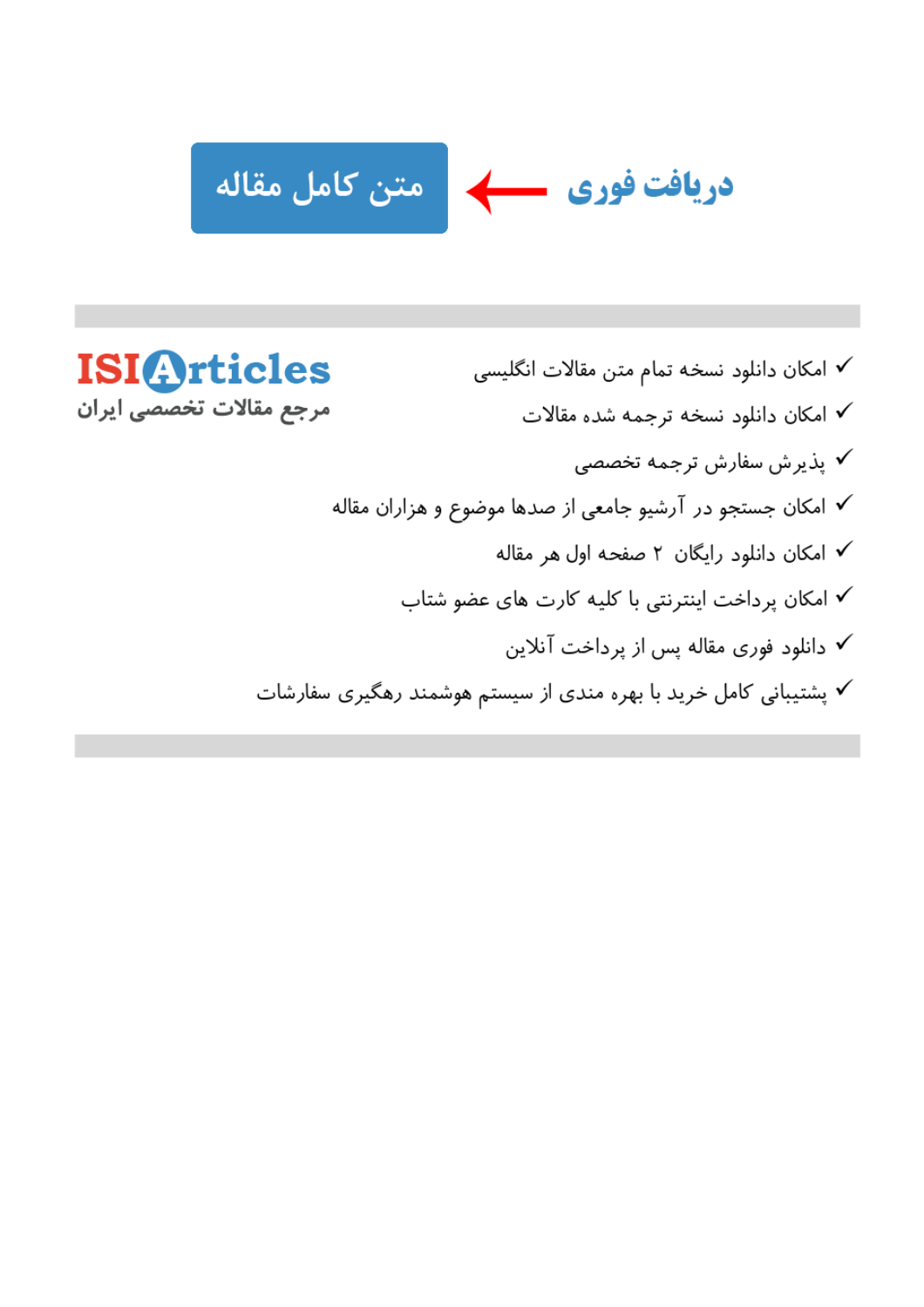دریافت فوری ← **متن کامل مقاله**

**ISIArticles**
مرجع مقالات تخصصی ایران

- ✓ امکان دانلود نسخه تمام متن مقالات انگلیسی
- ✓ امکان دانلود نسخه ترجمه شده مقالات
- ✓ پذیرش سفارش ترجمه تخصصی
- ✓ امکان جستجو در آرشیو جامعی از صدها موضوع و هزاران مقاله
- ✓ امکان دانلود رایگان ۲ صفحه اول هر مقاله
- ✓ امکان پرداخت اینترنتی با کلیه کارت های عضو شتاب
- ✓ دانلود فوری مقاله پس از پرداخت آنلاین
- ✓ پشتیبانی کامل خرید با بهره مندی از سیستم هوشمند رهگیری سفارشات